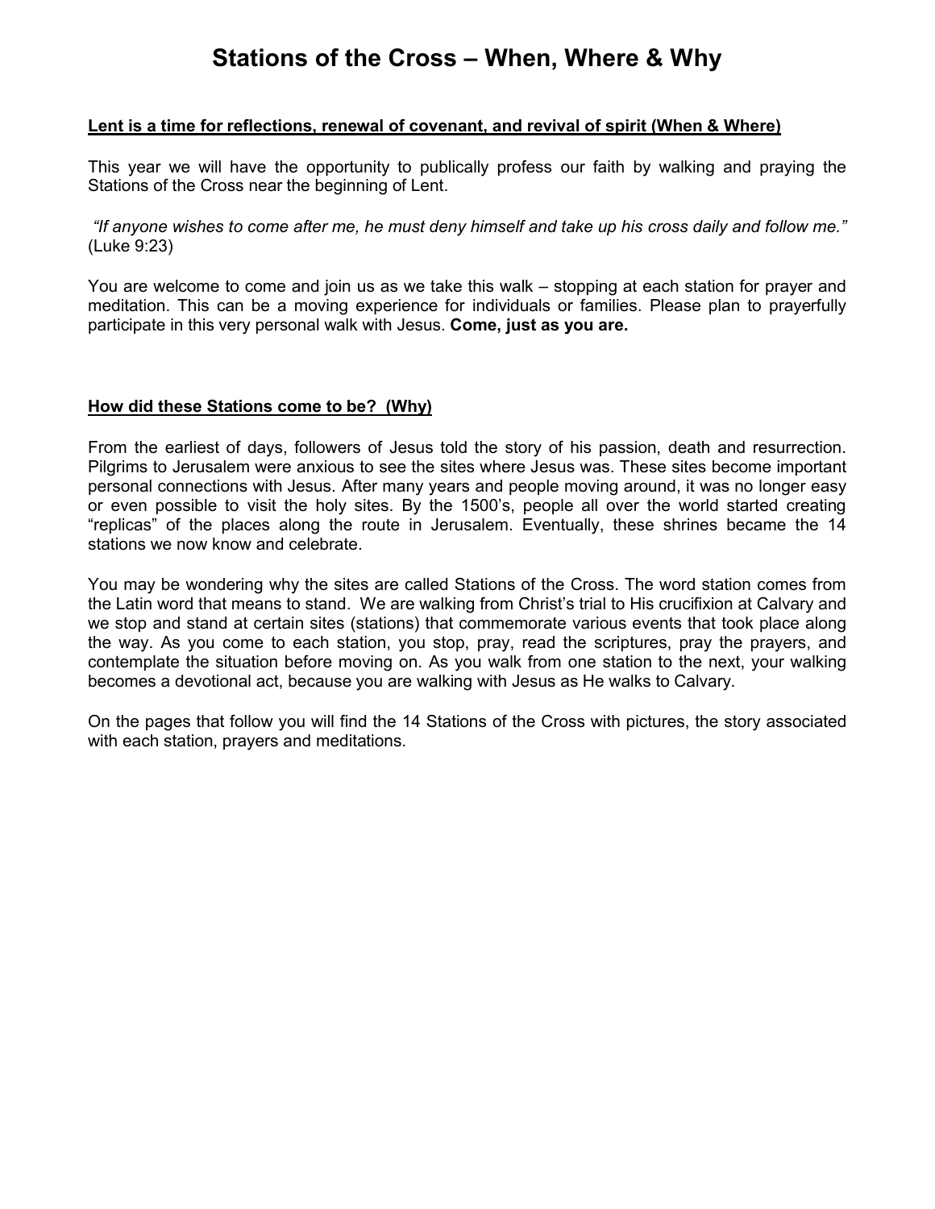# Stations of the Cross – When, Where & Why

**Lent is a time for reflections, renewal of covenant, and revival of spirit (When & Where)**

This year we will have the opportunity to publically profess our faith by walking and praying the Stations of the Cross near the beginning of Lent.

*"If anyone wishes to come after me, he must deny himself and take up his cross daily and follow me."* (Luke 9:23)

You are welcome to come and join us as we take this walk – stopping at each station for prayer and meditation. This can be a moving experience for individuals or families. Please plan to prayerfully participate in this very personal walk with Jesus. **Come, just as you are.**

**How did these Stations come to be? (Why)**

From the earliest of days, followers of Jesus told the story of his passion, death and resurrection. Pilgrims to Jerusalem were anxious to see the sites where Jesus was. These sites become important personal connections with Jesus. After many years and people moving around, it was no longer easy or even possible to visit the holy sites. By the 1500's, people all over the world started creating "replicas" of the places along the route in Jerusalem. Eventually, these shrines became the 14 stations we now know and celebrate.

You may be wondering why the sites are called Stations of the Cross. The word station comes from the Latin word that means to stand. We are walking from Christ's trial to His crucifixion at Calvary and we stop and stand at certain sites (stations) that commemorate various events that took place along the way. As you come to each station, you stop, pray, read the scriptures, pray the prayers, and contemplate the situation before moving on. As you walk from one station to the next, your walking becomes a devotional act, because you are walking with Jesus as He walks to Calvary.

On the pages that follow you will find the 14 Stations of the Cross with pictures, the story associated with each station, prayers and meditations.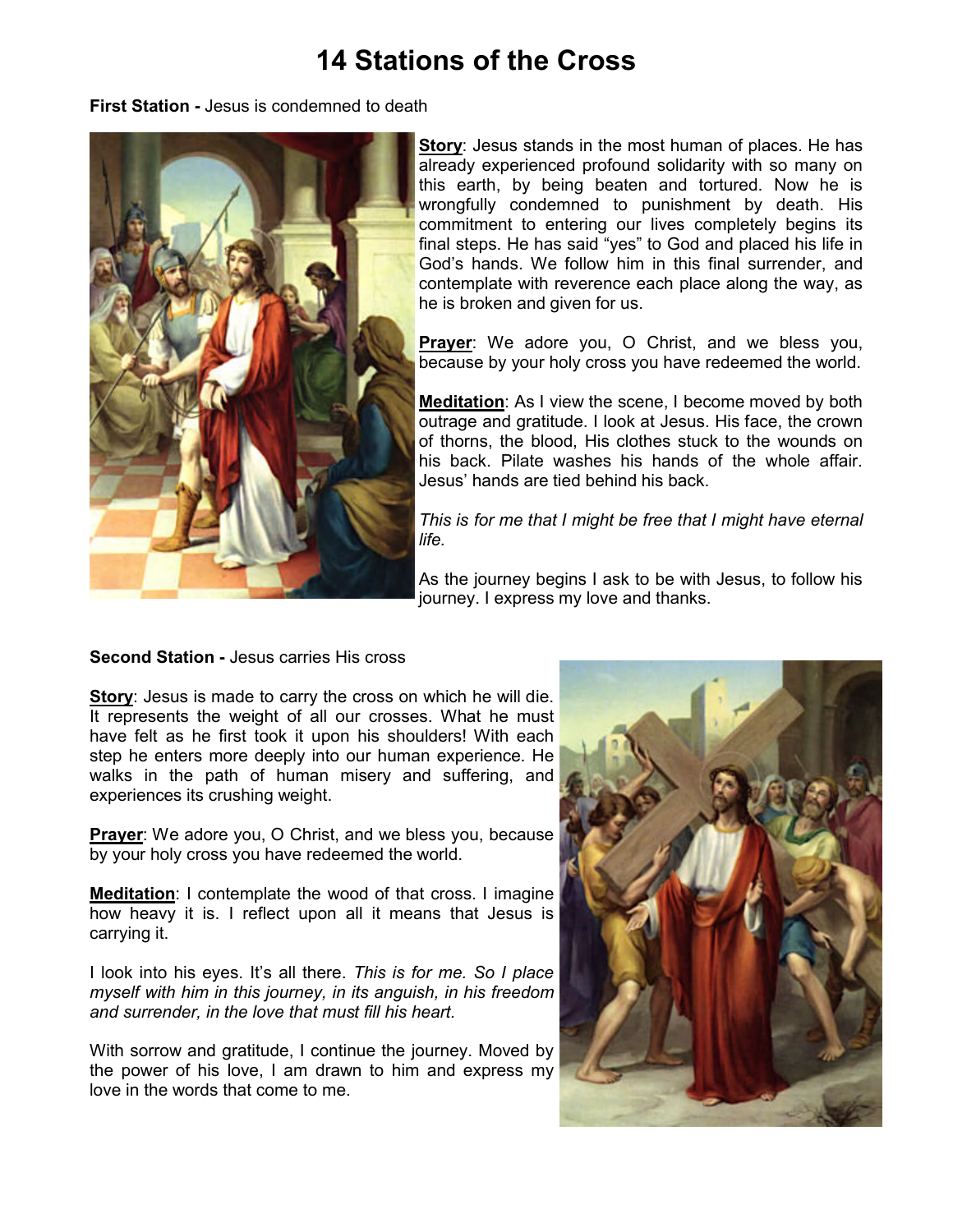# 14 Stations of the Cross

**First Station -** Jesus is condemned to death

**Story**: Jesus stands in the most human of places. He has already experienced profound solidarity with so many on this earth, by being beaten and tortured. Now he is wrongfully condemned to punishment by death. His commitment to entering our lives completely begins its final steps. He has said "yes" to God and placed his life in God's hands. We follow him in this final surrender, and contemplate with reverence each place along the way, as he is broken and given for us.

**Prayer**: We adore you, O Christ, and we bless you, because by your holy cross you have redeemed the world.

**Meditation**: As I view the scene, I become moved by both outrage and gratitude. I look at Jesus. His face, the crown of thorns, the blood, His clothes stuck to the wounds on his back. Pilate washes his hands of the whole affair. Jesus' hands are tied behind his back.

*This is for me that I might be free that I might have eternal life.*

As the journey begins I ask to be with Jesus, to follow his journey. I express my love and thanks.

**Second Station -** Jesus carries His cross

**Story**: Jesus is made to carry the cross on which he will die. It represents the weight of all our crosses. What he must have felt as he first took it upon his shoulders! With each step he enters more deeply into our human experience. He walks in the path of human misery and suffering, and experiences its crushing weight.

**Prayer**: We adore you, O Christ, and we bless you, because by your holy cross you have redeemed the world.

**Meditation**: I contemplate the wood of that cross. I imagine how heavy it is. I reflect upon all it means that Jesus is carrying it.

I look into his eyes. It's all there. *This is for me. So I place myself with him in this journey, in its anguish, in his freedom and surrender, in the love that must fill his heart.*

With sorrow and gratitude, I continue the journey. Moved by the power of his love, I am drawn to him and express my love in the words that come to me.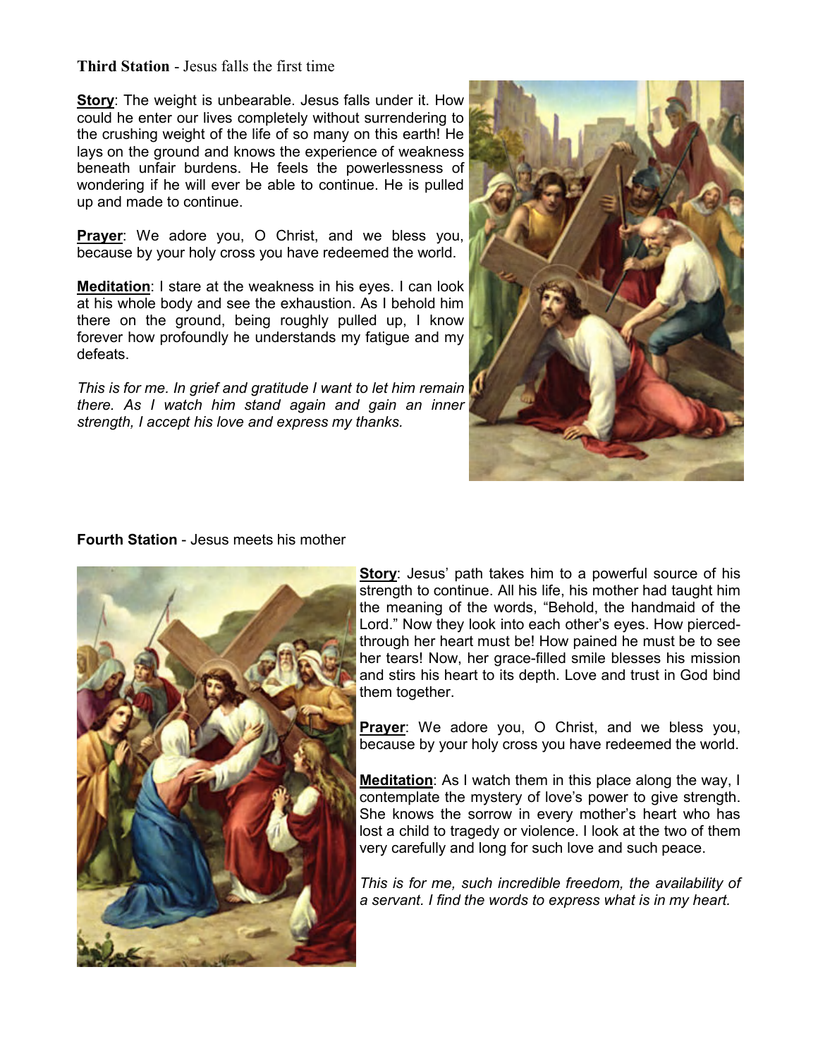**Third Station** - Jesus falls the first time

**Story**: The weight is unbearable. Jesus falls under it. How could he enter our lives completely without surrendering to the crushing weight of the life of so many on this earth! He lays on the ground and knows the experience of weakness beneath unfair burdens. He feels the powerlessness of wondering if he will ever be able to continue. He is pulled up and made to continue.

**Prayer**: We adore you, O Christ, and we bless you, because by your holy cross you have redeemed the world.

**Meditation**: I stare at the weakness in his eyes. I can look at his whole body and see the exhaustion. As I behold him there on the ground, being roughly pulled up, I know forever how profoundly he understands my fatigue and my defeats.

*This is for me. In grief and gratitude I want to let him remain there. As I watch him stand again and gain an inner strength, I accept his love and express my thanks.*

**Fourth Station** - Jesus meets his mother

**Story**: Jesus' path takes him to a powerful source of his strength to continue. All his life, his mother had taught him the meaning of the words, "Behold, the handmaid of the Lord." Now they look into each other's eyes. How pierced-through her heart must be! How pained he must be to see her tears! Now, her grace-filled smile blesses his mission and stirs his heart to its depth. Love and trust in God bind them together.

**Prayer**: We adore you, O Christ, and we bless you, because by your holy cross you have redeemed the world.

**Meditation**: As I watch them in this place along the way, I contemplate the mystery of love's power to give strength. She knows the sorrow in every mother's heart who has lost a child to tragedy or violence. I look at the two of them very carefully and long for such love and such peace.

*This is for me, such incredible freedom, the availability of a servant. I find the words to express what is in my heart.*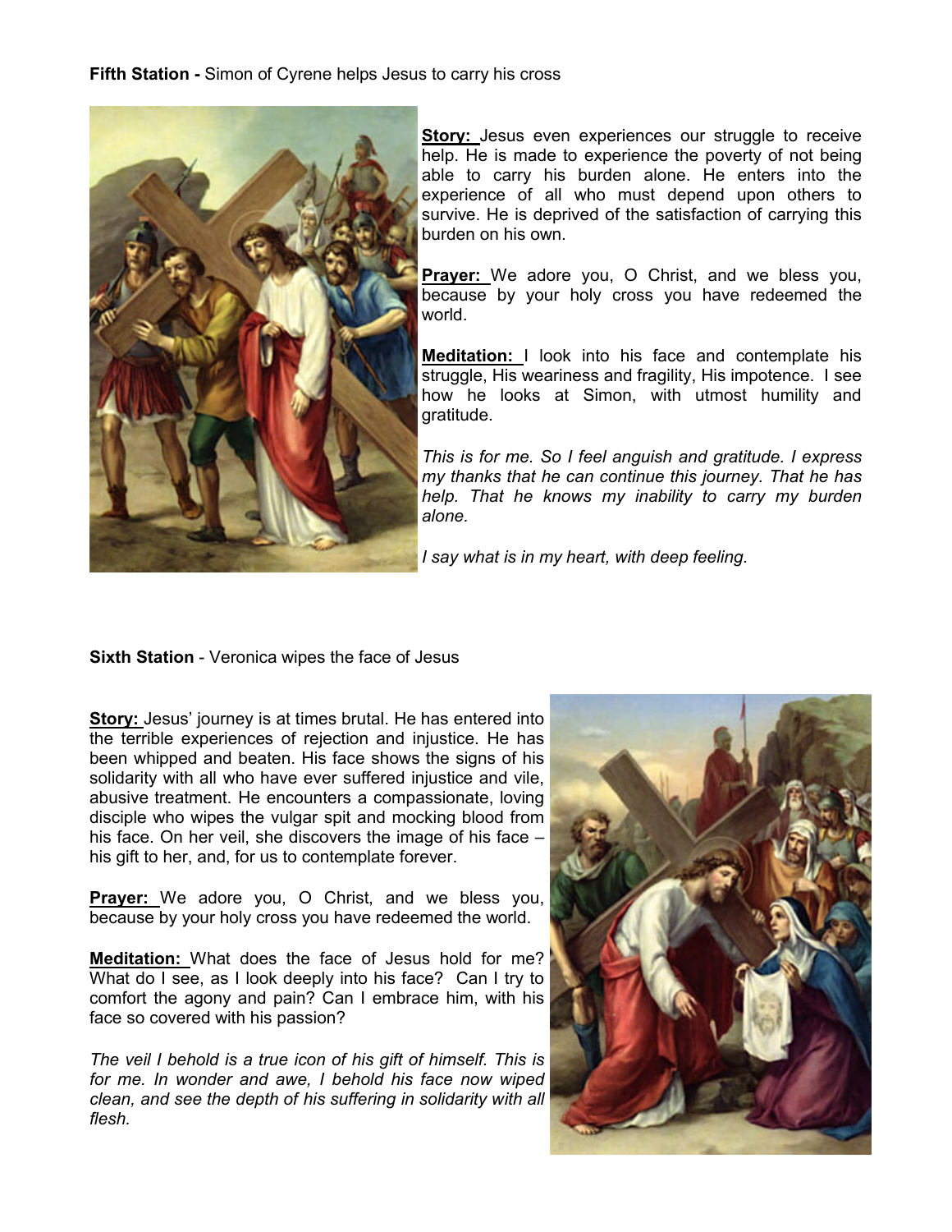**Fifth Station -** Simon of Cyrene helps Jesus to carry his cross

**Story:** Jesus even experiences our struggle to receive help. He is made to experience the poverty of not being able to carry his burden alone. He enters into the experience of all who must depend upon others to survive. He is deprived of the satisfaction of carrying this burden on his own.

**Prayer:** We adore you, O Christ, and we bless you, because by your holy cross you have redeemed the world.

**Meditation:** I look into his face and contemplate his struggle, His weariness and fragility, His impotence. I see how he looks at Simon, with utmost humility and gratitude.

*This is for me. So I feel anguish and gratitude. I express my thanks that he can continue this journey. That he has help. That he knows my inability to carry my burden alone.*

*I say what is in my heart, with deep feeling.*

**Sixth Station** - Veronica wipes the face of Jesus

**Story:** Jesus' journey is at times brutal. He has entered into the terrible experiences of rejection and injustice. He has been whipped and beaten. His face shows the signs of his solidarity with all who have ever suffered injustice and vile, abusive treatment. He encounters a compassionate, loving disciple who wipes the vulgar spit and mocking blood from his face. On her veil, she discovers the image of his face – his gift to her, and, for us to contemplate forever.

**Prayer:** We adore you, O Christ, and we bless you, because by your holy cross you have redeemed the world.

**Meditation:** What does the face of Jesus hold for me? What do I see, as I look deeply into his face? Can I try to comfort the agony and pain? Can I embrace him, with his face so covered with his passion?

*The veil I behold is a true icon of his gift of himself. This is for me. In wonder and awe, I behold his face now wiped clean, and see the depth of his suffering in solidarity with all flesh.*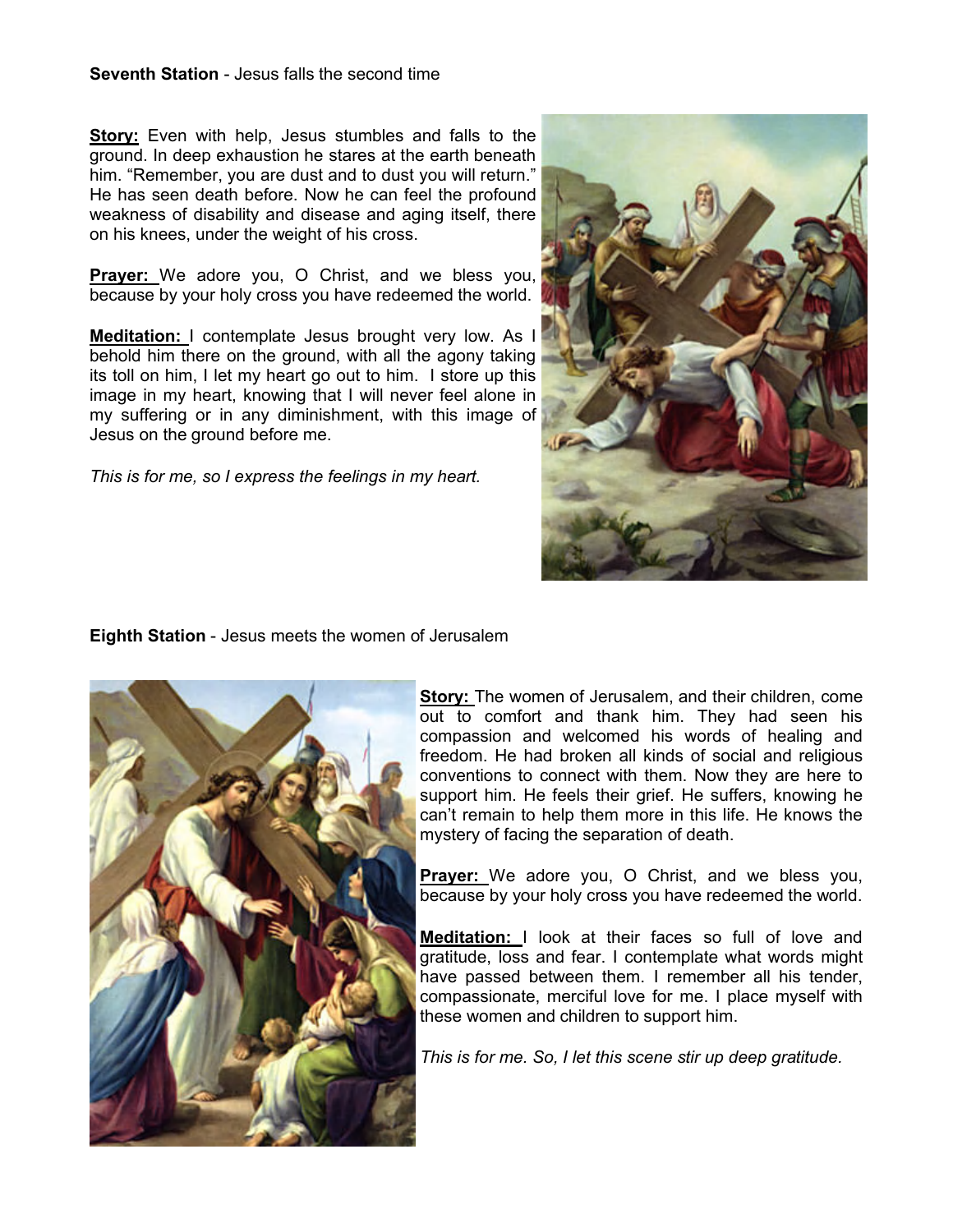**Seventh Station** - Jesus falls the second time

**Story:** Even with help, Jesus stumbles and falls to the ground. In deep exhaustion he stares at the earth beneath him. "Remember, you are dust and to dust you will return." He has seen death before. Now he can feel the profound weakness of disability and disease and aging itself, there on his knees, under the weight of his cross.

**Prayer:** We adore you, O Christ, and we bless you, because by your holy cross you have redeemed the world.

**Meditation:** I contemplate Jesus brought very low. As I behold him there on the ground, with all the agony taking its toll on him, I let my heart go out to him. I store up this image in my heart, knowing that I will never feel alone in my suffering or in any diminishment, with this image of Jesus on the ground before me.

*This is for me, so I express the feelings in my heart.*

**Eighth Station** - Jesus meets the women of Jerusalem

**Story:** The women of Jerusalem, and their children, come out to comfort and thank him. They had seen his compassion and welcomed his words of healing and freedom. He had broken all kinds of social and religious conventions to connect with them. Now they are here to support him. He feels their grief. He suffers, knowing he can't remain to help them more in this life. He knows the mystery of facing the separation of death.

**Prayer:** We adore you, O Christ, and we bless you, because by your holy cross you have redeemed the world.

**Meditation:** I look at their faces so full of love and gratitude, loss and fear. I contemplate what words might have passed between them. I remember all his tender, compassionate, merciful love for me. I place myself with these women and children to support him.

*This is for me. So, I let this scene stir up deep gratitude.*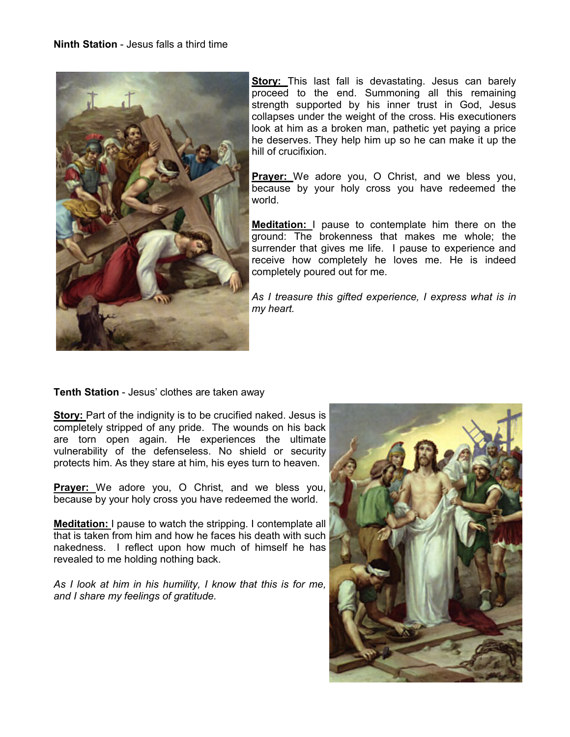**Ninth Station** - Jesus falls a third time

**Story:** This last fall is devastating. Jesus can barely proceed to the end. Summoning all this remaining strength supported by his inner trust in God, Jesus collapses under the weight of the cross. His executioners look at him as a broken man, pathetic yet paying a price he deserves. They help him up so he can make it up the hill of crucifixion.

**Prayer:** We adore you, O Christ, and we bless you, because by your holy cross you have redeemed the world.

**Meditation:** I pause to contemplate him there on the ground: The brokenness that makes me whole; the surrender that gives me life. I pause to experience and receive how completely he loves me. He is indeed completely poured out for me.

*As I treasure this gifted experience, I express what is in my heart.*

**Tenth Station** - Jesus' clothes are taken away

**Story:** Part of the indignity is to be crucified naked. Jesus is completely stripped of any pride. The wounds on his back are torn open again. He experiences the ultimate vulnerability of the defenseless. No shield or security protects him. As they stare at him, his eyes turn to heaven.

**Prayer:** We adore you, O Christ, and we bless you, because by your holy cross you have redeemed the world.

**Meditation:** I pause to watch the stripping. I contemplate all that is taken from him and how he faces his death with such nakedness. I reflect upon how much of himself he has revealed to me holding nothing back.

*As I look at him in his humility, I know that this is for me, and I share my feelings of gratitude.*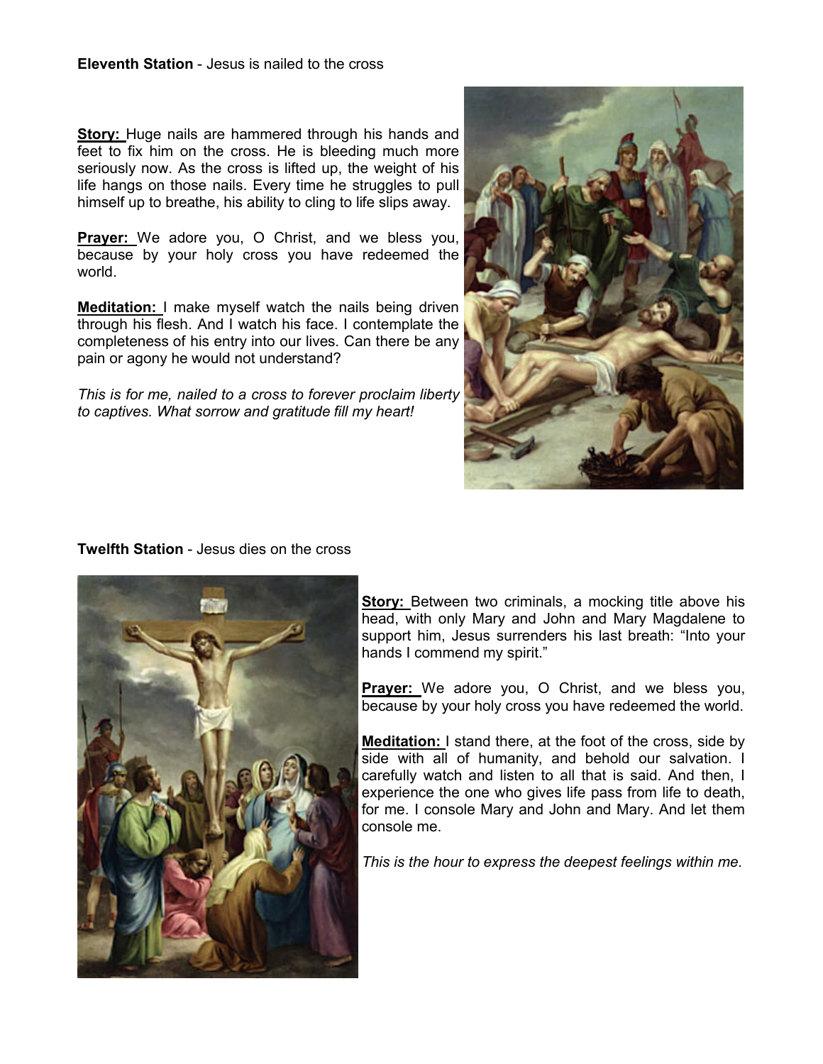**Eleventh Station** - Jesus is nailed to the cross

**Story:** Huge nails are hammered through his hands and feet to fix him on the cross. He is bleeding much more seriously now. As the cross is lifted up, the weight of his life hangs on those nails. Every time he struggles to pull himself up to breathe, his ability to cling to life slips away.

**Prayer:** We adore you, O Christ, and we bless you, because by your holy cross you have redeemed the world.

**Meditation:** I make myself watch the nails being driven through his flesh. And I watch his face. I contemplate the completeness of his entry into our lives. Can there be any pain or agony he would not understand?

*This is for me, nailed to a cross to forever proclaim liberty to captives. What sorrow and gratitude fill my heart!*

**Twelfth Station** - Jesus dies on the cross

**Story:** Between two criminals, a mocking title above his head, with only Mary and John and Mary Magdalene to support him, Jesus surrenders his last breath: "Into your hands I commend my spirit."

**Prayer:** We adore you, O Christ, and we bless you, because by your holy cross you have redeemed the world.

**Meditation:** I stand there, at the foot of the cross, side by side with all of humanity, and behold our salvation. I carefully watch and listen to all that is said. And then, I experience the one who gives life pass from life to death, for me. I console Mary and John and Mary. And let them console me.

*This is the hour to express the deepest feelings within me.*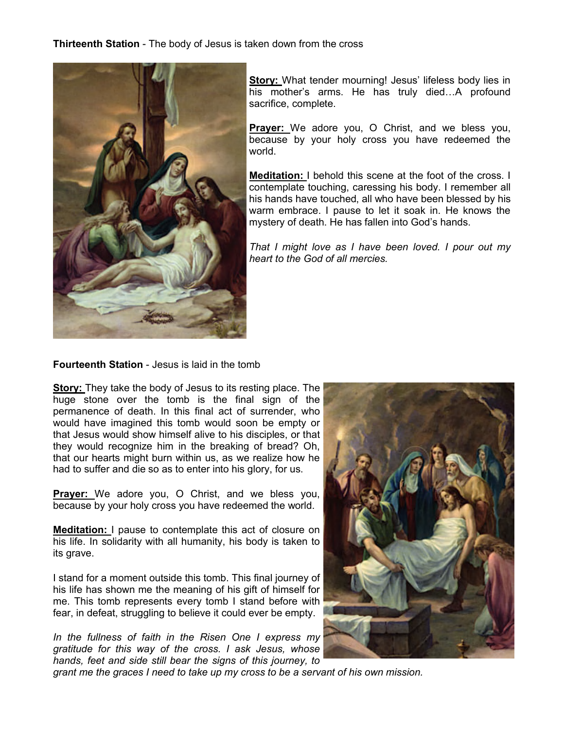**Thirteenth Station** - The body of Jesus is taken down from the cross

**Story:** What tender mourning! Jesus' lifeless body lies in his mother's arms. He has truly died…A profound sacrifice, complete.

**Prayer:** We adore you, O Christ, and we bless you, because by your holy cross you have redeemed the world.

**Meditation:** I behold this scene at the foot of the cross. I contemplate touching, caressing his body. I remember all his hands have touched, all who have been blessed by his warm embrace. I pause to let it soak in. He knows the mystery of death. He has fallen into God's hands.

*That I might love as I have been loved. I pour out my heart to the God of all mercies.*

**Fourteenth Station** - Jesus is laid in the tomb

**Story:** They take the body of Jesus to its resting place. The huge stone over the tomb is the final sign of the permanence of death. In this final act of surrender, who would have imagined this tomb would soon be empty or that Jesus would show himself alive to his disciples, or that they would recognize him in the breaking of bread? Oh, that our hearts might burn within us, as we realize how he had to suffer and die so as to enter into his glory, for us.

**Prayer:** We adore you, O Christ, and we bless you, because by your holy cross you have redeemed the world.

**Meditation:** I pause to contemplate this act of closure on his life. In solidarity with all humanity, his body is taken to its grave.

I stand for a moment outside this tomb. This final journey of his life has shown me the meaning of his gift of himself for me. This tomb represents every tomb I stand before with fear, in defeat, struggling to believe it could ever be empty.

*In the fullness of faith in the Risen One I express my gratitude for this way of the cross. I ask Jesus, whose hands, feet and side still bear the signs of this journey, to grant me the graces I need to take up my cross to be a servant of his own mission.*